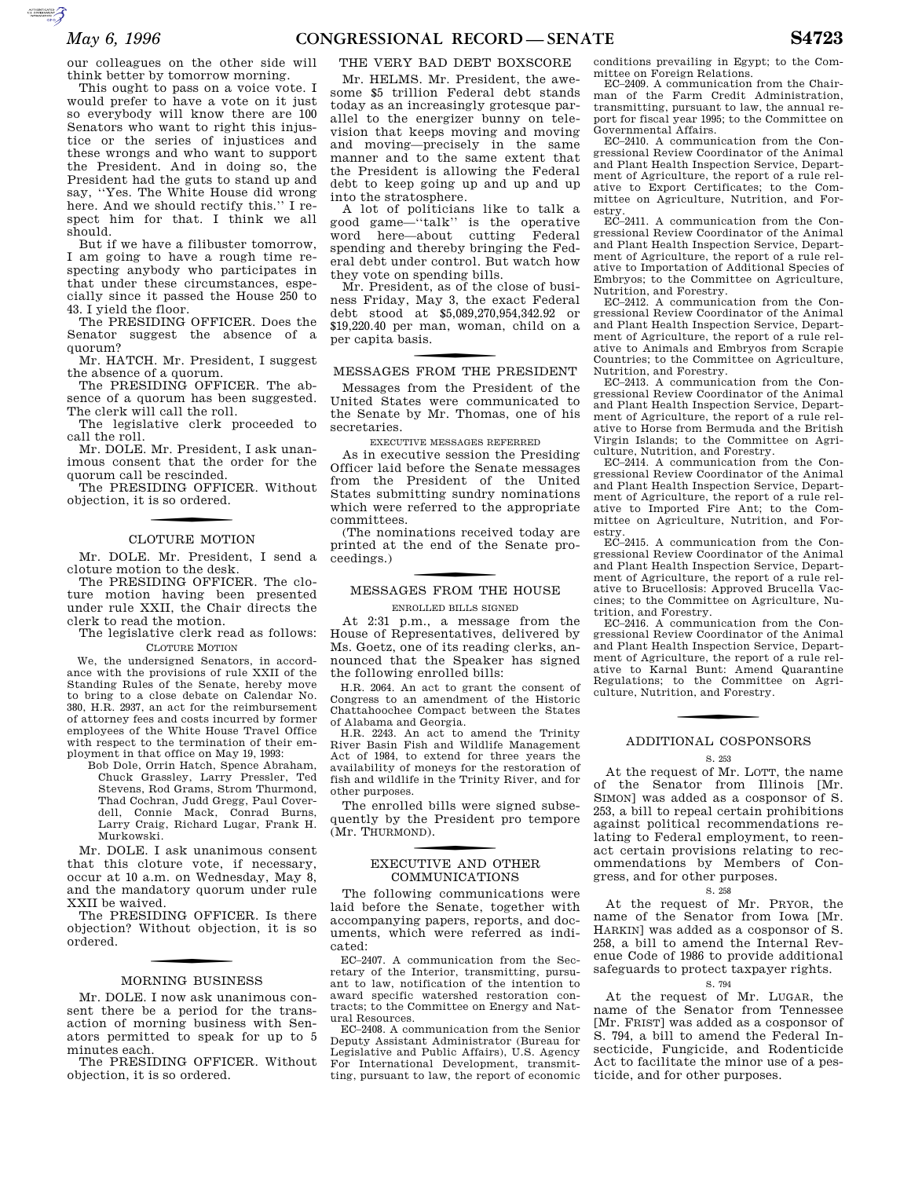our colleagues on the other side will think better by tomorrow morning.

This ought to pass on a voice vote. I would prefer to have a vote on it just so everybody will know there are 100 Senators who want to right this injustice or the series of injustices and these wrongs and who want to support the President. And in doing so, the President had the guts to stand up and say, ''Yes. The White House did wrong here. And we should rectify this.'' I respect him for that. I think we all should.

But if we have a filibuster tomorrow, I am going to have a rough time respecting anybody who participates in that under these circumstances, especially since it passed the House 250 to 43. I yield the floor.

The PRESIDING OFFICER. Does the Senator suggest the absence of a quorum?

Mr. HATCH. Mr. President, I suggest the absence of a quorum.

The PRESIDING OFFICER. The absence of a quorum has been suggested. The clerk will call the roll.

The legislative clerk proceeded to call the roll.

Mr. DOLE. Mr. President, I ask unanimous consent that the order for the quorum call be rescinded.

The PRESIDING OFFICER. Without objection, it is so ordered.

## CLOTURE MOTION

Mr. DOLE. Mr. President, I send a cloture motion to the desk.

The PRESIDING OFFICER. The cloture motion having been presented under rule XXII, the Chair directs the clerk to read the motion.

The legislative clerk read as follows:

CLOTURE MOTION

We, the undersigned Senators, in accordance with the provisions of rule XXII of the Standing Rules of the Senate, hereby move to bring to a close debate on Calendar No. 380, H.R. 2937, an act for the reimbursement of attorney fees and costs incurred by former employees of the White House Travel Office with respect to the termination of their employment in that office on May 19, 1993:

Bob Dole, Orrin Hatch, Spence Abraham, Chuck Grassley, Larry Pressler, Ted Stevens, Rod Grams, Strom Thurmond, Thad Cochran, Judd Gregg, Paul Coverdell, Connie Mack, Conrad Burns, Larry Craig, Richard Lugar, Frank H. Murkowski.

Mr. DOLE. I ask unanimous consent that this cloture vote, if necessary, occur at 10 a.m. on Wednesday, May 8, and the mandatory quorum under rule XXII be waived.

The PRESIDING OFFICER. Is there objection? Without objection, it is so ordered.

## MORNING BUSINESS

Mr. DOLE. I now ask unanimous consent there be a period for the transaction of morning business with Senators permitted to speak for up to 5 minutes each.

The PRESIDING OFFICER. Without objection, it is so ordered.

## THE VERY BAD DEBT BOXSCORE

Mr. HELMS. Mr. President, the awesome $5 trillion Federal debt stands today as an increasingly grotesque parallel to the energizer bunny on television that keeps moving and moving and moving—precisely in the same manner and to the same extent that the President is allowing the Federal debt to keep going up and up and up into the stratosphere.

A lot of politicians like to talk a good game—''talk'' is the operative word here—about cutting Federal spending and thereby bringing the Federal debt under control. But watch how they vote on spending bills.

Mr. President, as of the close of business Friday, May 3, the exact Federal debt stood at $5,089,270,954,342.92 or $19,220.40 per man, woman, child on a per capita basis.

## MESSAGES FROM THE PRESIDENT

Messages from the President of the United States were communicated to the Senate by Mr. Thomas, one of his secretaries.

EXECUTIVE MESSAGES REFERRED

As in executive session the Presiding Officer laid before the Senate messages from the President of the United States submitting sundry nominations which were referred to the appropriate committees.

(The nominations received today are printed at the end of the Senate proceedings.)

## MESSAGES FROM THE HOUSE

ENROLLED BILLS SIGNED

At 2:31 p.m., a message from the House of Representatives, delivered by Ms. Goetz, one of its reading clerks, announced that the Speaker has signed the following enrolled bills:

H.R. 2064. An act to grant the consent of Congress to an amendment of the Historic Chattahoochee Compact between the States of Alabama and Georgia.

H.R. 2243. An act to amend the Trinity River Basin Fish and Wildlife Management Act of 1984, to extend for three years the availability of moneys for the restoration of fish and wildlife in the Trinity River, and for other purposes.

The enrolled bills were signed subsequently by the President pro tempore (Mr. THURMOND).

## EXECUTIVE AND OTHER COMMUNICATIONS

The following communications were laid before the Senate, together with accompanying papers, reports, and documents, which were referred as indicated:

EC–2407. A communication from the Secretary of the Interior, transmitting, pursuant to law, notification of the intention to award specific watershed restoration contracts; to the Committee on Energy and Natural Resources.

EC–2408. A communication from the Senior Deputy Assistant Administrator (Bureau for Legislative and Public Affairs), U.S. Agency For International Development, transmitting, pursuant to law, the report of economic conditions prevailing in Egypt; to the Committee on Foreign Relations.

EC–2409. A communication from the Chairman of the Farm Credit Administration, transmitting, pursuant to law, the annual report for fiscal year 1995; to the Committee on Governmental Affairs.

EC–2410. A communication from the Congressional Review Coordinator of the Animal and Plant Health Inspection Service, Department of Agriculture, the report of a rule relative to Export Certificates; to the Committee on Agriculture, Nutrition, and Forestry.

EC–2411. A communication from the Congressional Review Coordinator of the Animal and Plant Health Inspection Service, Department of Agriculture, the report of a rule relative to Importation of Additional Species of Embryos; to the Committee on Agriculture, Nutrition, and Forestry.

EC–2412. A communication from the Congressional Review Coordinator of the Animal and Plant Health Inspection Service, Department of Agriculture, the report of a rule relative to Animals and Embryos from Scrapie Countries; to the Committee on Agriculture, Nutrition, and Forestry.

EC–2413. A communication from the Congressional Review Coordinator of the Animal and Plant Health Inspection Service, Department of Agriculture, the report of a rule relative to Horse from Bermuda and the British Virgin Islands; to the Committee on Agriculture, Nutrition, and Forestry.

EC–2414. A communication from the Congressional Review Coordinator of the Animal and Plant Health Inspection Service, Department of Agriculture, the report of a rule relative to Imported Fire Ant; to the Committee on Agriculture, Nutrition, and Forestry.

EC–2415. A communication from the Congressional Review Coordinator of the Animal and Plant Health Inspection Service, Department of Agriculture, the report of a rule relative to Brucellosis: Approved Brucella Vaccines; to the Committee on Agriculture, Nutrition, and Forestry.

EC–2416. A communication from the Congressional Review Coordinator of the Animal and Plant Health Inspection Service, Department of Agriculture, the report of a rule relative to Karnal Bunt: Amend Quarantine Regulations; to the Committee on Agriculture, Nutrition, and Forestry.

## ADDITIONAL COSPONSORS

S. 253

At the request of Mr. LOTT, the name of the Senator from Illinois [Mr. SIMON] was added as a cosponsor of S. 253, a bill to repeal certain prohibitions against political recommendations relating to Federal employment, to reenact certain provisions relating to recommendations by Members of Congress, and for other purposes.

S. 258

At the request of Mr. PRYOR, the name of the Senator from Iowa [Mr. HARKIN] was added as a cosponsor of S. 258, a bill to amend the Internal Revenue Code of 1986 to provide additional safeguards to protect taxpayer rights.

S. 794

At the request of Mr. LUGAR, the name of the Senator from Tennessee [Mr. FRIST] was added as a cosponsor of S. 794, a bill to amend the Federal Insecticide, Fungicide, and Rodenticide Act to facilitate the minor use of a pesticide, and for other purposes.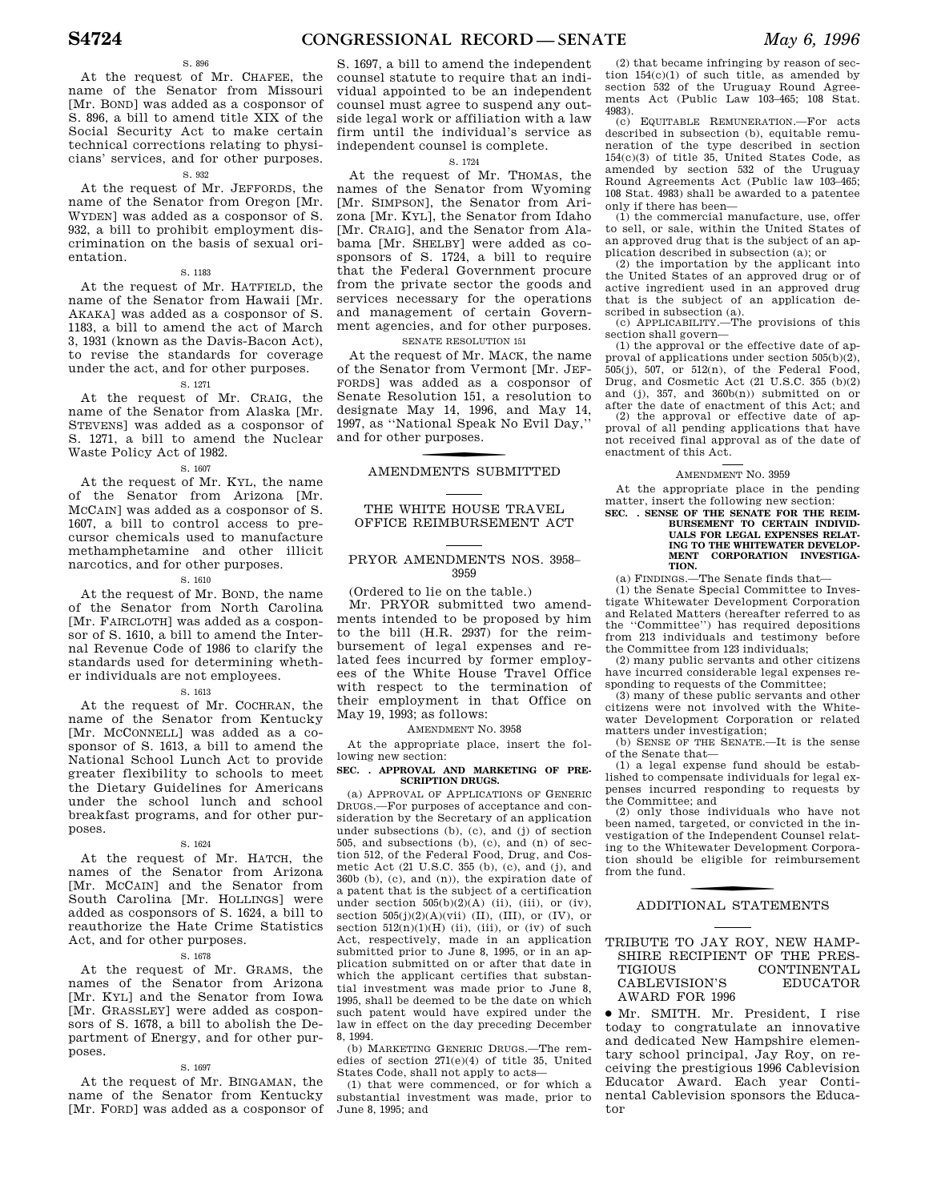S. 896

At the request of Mr. CHAFEE, the name of the Senator from Missouri [Mr. BOND] was added as a cosponsor of S. 896, a bill to amend title XIX of the Social Security Act to make certain technical corrections relating to physicians' services, and for other purposes.

S. 932

At the request of Mr. JEFFORDS, the name of the Senator from Oregon [Mr. WYDEN] was added as a cosponsor of S. 932, a bill to prohibit employment discrimination on the basis of sexual orientation.

S. 1183

At the request of Mr. HATFIELD, the name of the Senator from Hawaii [Mr. AKAKA] was added as a cosponsor of S. 1183, a bill to amend the act of March 3, 1931 (known as the Davis-Bacon Act), to revise the standards for coverage under the act, and for other purposes.

S. 1271

At the request of Mr. CRAIG, the name of the Senator from Alaska [Mr. STEVENS] was added as a cosponsor of S. 1271, a bill to amend the Nuclear Waste Policy Act of 1982.

S. 1607

At the request of Mr. KYL, the name of the Senator from Arizona [Mr. MCCAIN] was added as a cosponsor of S. 1607, a bill to control access to precursor chemicals used to manufacture methamphetamine and other illicit narcotics, and for other purposes.

S. 1610

At the request of Mr. BOND, the name of the Senator from North Carolina [Mr. FAIRCLOTH] was added as a cosponsor of S. 1610, a bill to amend the Internal Revenue Code of 1986 to clarify the standards used for determining whether individuals are not employees.

S. 1613

At the request of Mr. COCHRAN, the name of the Senator from Kentucky [Mr. MCCONNELL] was added as a cosponsor of S. 1613, a bill to amend the National School Lunch Act to provide greater flexibility to schools to meet the Dietary Guidelines for Americans under the school lunch and school breakfast programs, and for other purposes.

S. 1624

At the request of Mr. HATCH, the names of the Senator from Arizona [Mr. MCCAIN] and the Senator from South Carolina [Mr. HOLLINGS] were added as cosponsors of S. 1624, a bill to reauthorize the Hate Crime Statistics Act, and for other purposes.

S. 1678

At the request of Mr. GRAMS, the names of the Senator from Arizona [Mr. KYL] and the Senator from Iowa [Mr. GRASSLEY] were added as cosponsors of S. 1678, a bill to abolish the Department of Energy, and for other purposes.

S. 1697

At the request of Mr. BINGAMAN, the name of the Senator from Kentucky [Mr. FORD] was added as a cosponsor of S. 1697, a bill to amend the independent counsel statute to require that an individual appointed to be an independent counsel must agree to suspend any outside legal work or affiliation with a law firm until the individual's service as independent counsel is complete.

S. 1724

At the request of Mr. THOMAS, the names of the Senator from Wyoming [Mr. SIMPSON], the Senator from Arizona [Mr. KYL], the Senator from Idaho [Mr. CRAIG], and the Senator from Alabama [Mr. SHELBY] were added as cosponsors of S. 1724, a bill to require that the Federal Government procure from the private sector the goods and services necessary for the operations and management of certain Government agencies, and for other purposes.

SENATE RESOLUTION 151

At the request of Mr. MACK, the name of the Senator from Vermont [Mr. JEFFORDS] was added as a cosponsor of Senate Resolution 151, a resolution to designate May 14, 1996, and May 14, 1997, as "National Speak No Evil Day," and for other purposes.

## AMENDMENTS SUBMITTED

## THE WHITE HOUSE TRAVEL OFFICE REIMBURSEMENT ACT

### PRYOR AMENDMENTS NOS. 3958–3959

(Ordered to lie on the table.)

Mr. PRYOR submitted two amendments intended to be proposed by him to the bill (H.R. 2937) for the reimbursement of legal expenses and related fees incurred by former employees of the White House Travel Office with respect to the termination of their employment in that Office on May 19, 1993; as follows:

AMENDMENT NO. 3958

At the appropriate place, insert the following new section:

**SEC. . APPROVAL AND MARKETING OF PRESCRIPTION DRUGS.**

(a) APPROVAL OF APPLICATIONS OF GENERIC DRUGS.—For purposes of acceptance and consideration by the Secretary of an application under subsections (b), (c), and (j) of section 505, and subsections (b), (c), and (n) of section 512, of the Federal Food, Drug, and Cosmetic Act (21 U.S.C. 355 (b), (c), and (j), and 360b (b), (c), and (n)), the expiration date of a patent that is the subject of a certification under section 505(b)(2)(A) (ii), (iii), or (iv), section 505(j)(2)(A)(vii) (II), (III), or (IV), or section 512(n)(1)(H) (ii), (iii), or (iv) of such Act, respectively, made in an application submitted prior to June 8, 1995, or in an application submitted on or after that date in which the applicant certifies that substantial investment was made prior to June 8, 1995, shall be deemed to be the date on which such patent would have expired under the law in effect on the day preceding December 8, 1994.

(b) MARKETING GENERIC DRUGS.—The remedies of section 271(e)(4) of title 35, United States Code, shall not apply to acts—

(1) that were commenced, or for which a substantial investment was made, prior to June 8, 1995; and

(2) that became infringing by reason of section 154(c)(1) of such title, as amended by section 532 of the Uruguay Round Agreements Act (Public Law 103–465; 108 Stat. 4983).

(c) EQUITABLE REMUNERATION.—For acts described in subsection (b), equitable remuneration of the type described in section 154(c)(3) of title 35, United States Code, as amended by section 532 of the Uruguay Round Agreements Act (Public law 103–465; 108 Stat. 4983) shall be awarded to a patentee only if there has been—

(1) the commercial manufacture, use, offer to sell, or sale, within the United States of an approved drug that is the subject of an application described in subsection (a); or

(2) the importation by the applicant into the United States of an approved drug or of active ingredient used in an approved drug that is the subject of an application described in subsection (a).

(c) APPLICABILITY.—The provisions of this section shall govern—

(1) the approval or the effective date of approval of applications under section 505(b)(2), 505(j), 507, or 512(n), of the Federal Food, Drug, and Cosmetic Act (21 U.S.C. 355 (b)(2) and (j), 357, and 360b(n)) submitted on or after the date of enactment of this Act; and

(2) the approval or effective date of approval of all pending applications that have not received final approval as of the date of enactment of this Act.

AMENDMENT NO. 3959

At the appropriate place in the pending matter, insert the following new section:

**SEC. . SENSE OF THE SENATE FOR THE REIMBURSEMENT TO CERTAIN INDIVIDUALS FOR LEGAL EXPENSES RELATING TO THE WHITEWATER DEVELOPMENT CORPORATION INVESTIGATION.**

(a) FINDINGS.—The Senate finds that—

(1) the Senate Special Committee to Investigate Whitewater Development Corporation and Related Matters (hereafter referred to as the "Committee") has required depositions from 213 individuals and testimony before the Committee from 123 individuals;

(2) many public servants and other citizens have incurred considerable legal expenses responding to requests of the Committee;

(3) many of these public servants and other citizens were not involved with the Whitewater Development Corporation or related matters under investigation;

(b) SENSE OF THE SENATE.—It is the sense of the Senate that—

(1) a legal expense fund should be established to compensate individuals for legal expenses incurred responding to requests by the Committee; and

(2) only those individuals who have not been named, targeted, or convicted in the investigation of the Independent Counsel relating to the Whitewater Development Corporation should be eligible for reimbursement from the fund.

## ADDITIONAL STATEMENTS

## TRIBUTE TO JAY ROY, NEW HAMPSHIRE RECIPIENT OF THE PRESTIGIOUS CONTINENTAL CABLEVISION'S EDUCATOR AWARD FOR 1996

• Mr. SMITH. Mr. President, I rise today to congratulate an innovative and dedicated New Hampshire elementary school principal, Jay Roy, on receiving the prestigious 1996 Cablevision Educator Award. Each year Continental Cablevision sponsors the Educator